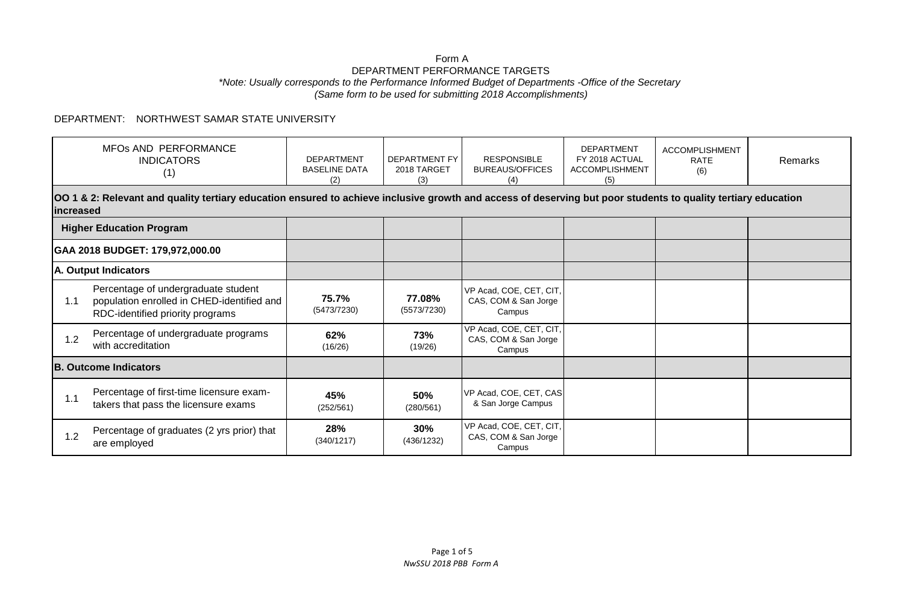Form A

DEPARTMENT PERFORMANCE TARGETS

*\*Note: Usually corresponds to the Performance Informed Budget of Departments -Office of the Secretary*

*(Same form to be used for submitting 2018 Accomplishments)*

DEPARTMENT: NORTHWEST SAMAR STATE UNIVERSITY

| | MFOs AND PERFORMANCE INDICATORS (1) | DEPARTMENT BASELINE DATA (2) | DEPARTMENT FY 2018 TARGET (3) | RESPONSIBLE BUREAUS/OFFICES (4) | DEPARTMENT FY 2018 ACTUAL ACCOMPLISHMENT (5) | ACCOMPLISHMENT RATE (6) | Remarks |
|---|---|---|---|---|---|---|---|
| **OO 1 & 2: Relevant and quality tertiary education ensured to achieve inclusive growth and access of deserving but poor students to quality tertiary education increased** | | | | | | | |
| **Higher Education Program** | | | | | | | |
| **GAA 2018 BUDGET: 179,972,000.00** | | | | | | | |
| **A. Output Indicators** | | | | | | | |
| 1.1 | Percentage of undergraduate student population enrolled in CHED-identified and RDC-identified priority programs | **75.7%** (5473/7230) | **77.08%** (5573/7230) | VP Acad, COE, CET, CIT, CAS, COM & San Jorge Campus | | | |
| 1.2 | Percentage of undergraduate programs with accreditation | **62%** (16/26) | **73%** (19/26) | VP Acad, COE, CET, CIT, CAS, COM & San Jorge Campus | | | |
| **B. Outcome Indicators** | | | | | | | |
| 1.1 | Percentage of first-time licensure exam-takers that pass the licensure exams | **45%** (252/561) | **50%** (280/561) | VP Acad, COE, CET, CAS & San Jorge Campus | | | |
| 1.2 | Percentage of graduates (2 yrs prior) that are employed | **28%** (340/1217) | **30%** (436/1232) | VP Acad, COE, CET, CIT, CAS, COM & San Jorge Campus | | | |

*NwSSU 2018 PBB Form A*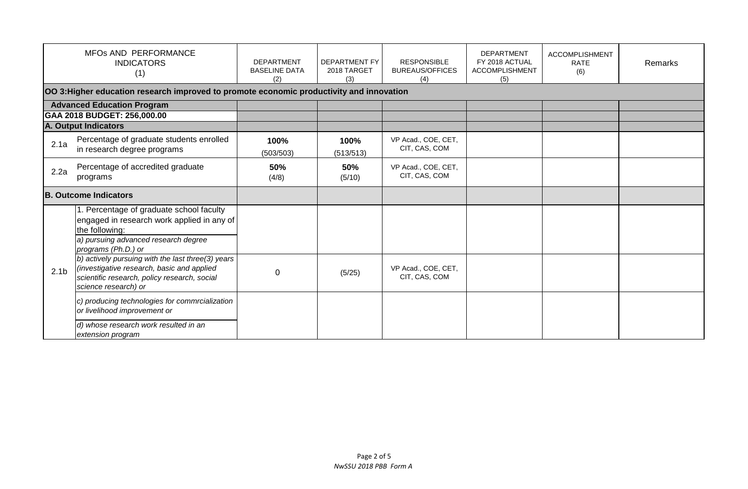| MFOs AND PERFORMANCE INDICATORS (1) | | DEPARTMENT BASELINE DATA (2) | DEPARTMENT FY 2018 TARGET (3) | RESPONSIBLE BUREAUS/OFFICES (4) | DEPARTMENT FY 2018 ACTUAL ACCOMPLISHMENT (5) | ACCOMPLISHMENT RATE (6) | Remarks |
|---|---|---|---|---|---|---|---|
| **OO 3:Higher education research improved to promote economic productivity and innovation** | | | | | | | |
| **Advanced Education Program** | | | | | | | |
| **GAA 2018 BUDGET: 256,000.00** | | | | | | | |
| **A. Output Indicators** | | | | | | | |
| 2.1a | Percentage of graduate students enrolled in research degree programs | **100%** (503/503) | **100%** (513/513) | VP Acad., COE, CET, CIT, CAS, COM | | | |
| 2.2a | Percentage of accredited graduate programs | **50%** (4/8) | **50%** (5/10) | VP Acad., COE, CET, CIT, CAS, COM | | | |
| **B. Outcome Indicators** | | | | | | | |
| 2.1b | 1. Percentage of graduate school faculty engaged in research work applied in any of the following:<br>*a) pursuing advanced research degree programs (Ph.D.) or*<br>*b) actively pursuing with the last three(3) years (investigative research, basic and applied scientific research, policy research, social science research) or*<br>*c) producing technologies for commrcialization or livelihood improvement or*<br>*d) whose research work resulted in an extension program* | 0 | (5/25) | VP Acad., COE, CET, CIT, CAS, COM | | | |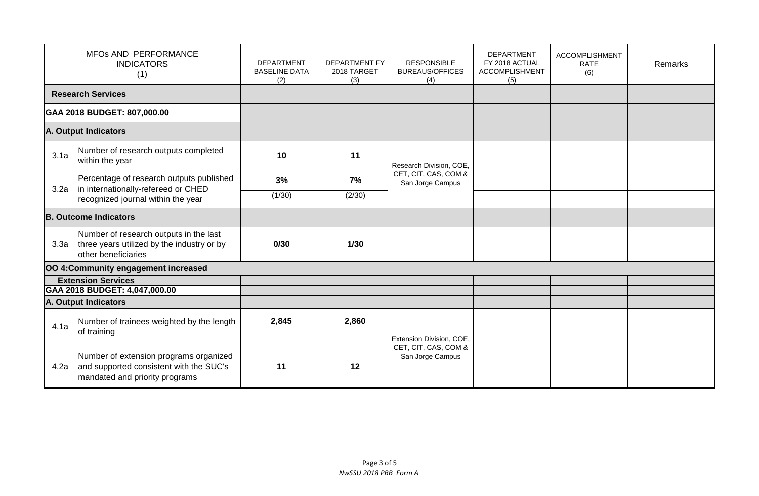| MFOs AND PERFORMANCE INDICATORS (1) | | DEPARTMENT BASELINE DATA (2) | DEPARTMENT FY 2018 TARGET (3) | RESPONSIBLE BUREAUS/OFFICES (4) | DEPARTMENT FY 2018 ACTUAL ACCOMPLISHMENT (5) | ACCOMPLISHMENT RATE (6) | Remarks |
|---|---|---|---|---|---|---|---|
| **Research Services** | | | | | | | |
| **GAA 2018 BUDGET: 807,000.00** | | | | | | | |
| **A. Output Indicators** | | | | | | | |
| 3.1a | Number of research outputs completed within the year | **10** | **11** | Research Division, COE, CET, CIT, CAS, COM & San Jorge Campus | | | |
| 3.2a | Percentage of research outputs published in internationally-refereed or CHED recognized journal within the year | **3%** | **7%** | | | | |
| | | (1/30) | (2/30) | | | | |
| **B. Outcome Indicators** | | | | | | | |
| 3.3a | Number of research outputs in the last three years utilized by the industry or by other beneficiaries | **0/30** | **1/30** | | | | |
| **OO 4:Community engagement increased** | | | | | | | |
| **Extension Services** | | | | | | | |
| **GAA 2018 BUDGET: 4,047,000.00** | | | | | | | |
| **A. Output Indicators** | | | | | | | |
| 4.1a | Number of trainees weighted by the length of training | **2,845** | **2,860** | Extension Division, COE, CET, CIT, CAS, COM & San Jorge Campus | | | |
| 4.2a | Number of extension programs organized and supported consistent with the SUC's mandated and priority programs | **11** | **12** | | | | |

*NwSSU 2018 PBB Form A*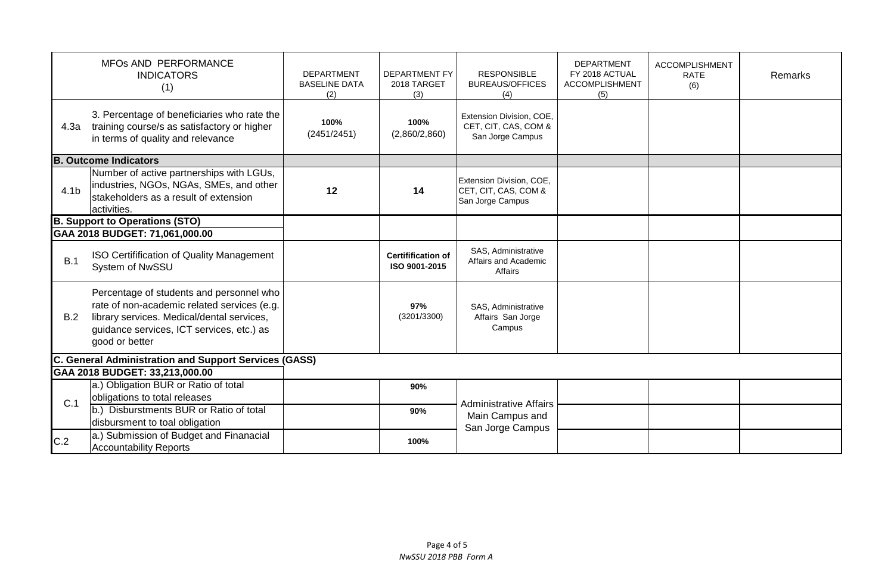| MFOs AND PERFORMANCE INDICATORS (1) | | DEPARTMENT BASELINE DATA (2) | DEPARTMENT FY 2018 TARGET (3) | RESPONSIBLE BUREAUS/OFFICES (4) | DEPARTMENT FY 2018 ACTUAL ACCOMPLISHMENT (5) | ACCOMPLISHMENT RATE (6) | Remarks |
|---|---|---|---|---|---|---|---|
| 4.3a | 3. Percentage of beneficiaries who rate the training course/s as satisfactory or higher in terms of quality and relevance | **100%** (2451/2451) | **100%** (2,860/2,860) | Extension Division, COE, CET, CIT, CAS, COM & San Jorge Campus | | | |
| **B. Outcome Indicators** | | | | | | | |
| 4.1b | Number of active partnerships with LGUs, industries, NGOs, NGAs, SMEs, and other stakeholders as a result of extension activities. | **12** | **14** | Extension Division, COE, CET, CIT, CAS, COM & San Jorge Campus | | | |
| **B. Support to Operations (STO)** | | | | | | | |
| **GAA 2018 BUDGET: 71,061,000.00** | | | | | | | |
| B.1 | ISO Certifification of Quality Management System of NwSSU | | **Certifification of ISO 9001-2015** | SAS, Administrative Affairs and Academic Affairs | | | |
| B.2 | Percentage of students and personnel who rate of non-academic related services (e.g. library services. Medical/dental services, guidance services, ICT services, etc.) as good or better | | **97%** (3201/3300) | SAS, Administrative Affairs San Jorge Campus | | | |
| **C. General Administration and Support Services (GASS)** | | | | | | | |
| **GAA 2018 BUDGET: 33,213,000.00** | | | | | | | |
| C.1 | a.) Obligation BUR or Ratio of total obligations to total releases | | **90%** | Administrative Affairs Main Campus and San Jorge Campus | | | |
| | b.) Disburstments BUR or Ratio of total disbursment to toal obligation | | **90%** | | | | |
| C.2 | a.) Submission of Budget and Finanacial Accountability Reports | | **100%** | | | | |

*NwSSU 2018 PBB Form A*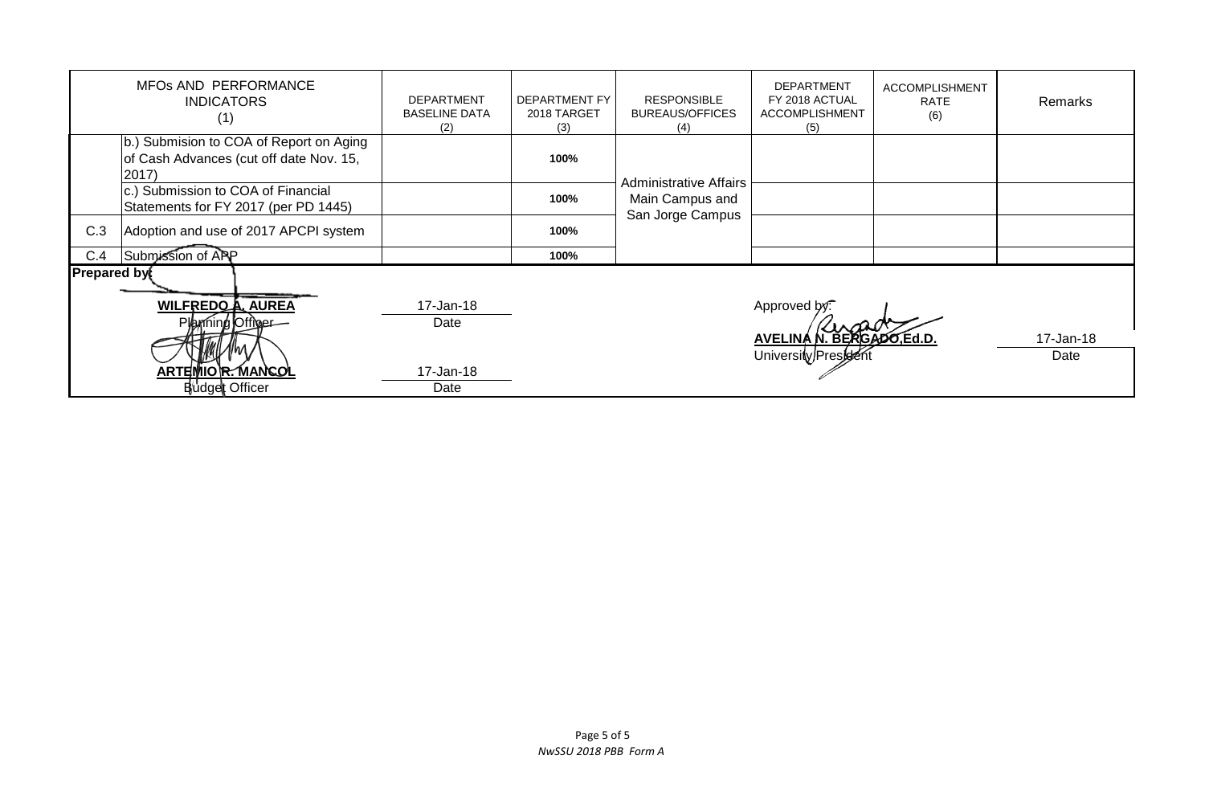| MFOs AND PERFORMANCE INDICATORS (1) | | DEPARTMENT BASELINE DATA (2) | DEPARTMENT FY 2018 TARGET (3) | RESPONSIBLE BUREAUS/OFFICES (4) | DEPARTMENT FY 2018 ACTUAL ACCOMPLISHMENT (5) | ACCOMPLISHMENT RATE (6) | Remarks |
|---|---|---|---|---|---|---|---|
| | b.) Submision to COA of Report on Aging of Cash Advances (cut off date Nov. 15, 2017) | | **100%** | Administrative Affairs Main Campus and San Jorge Campus | | | |
| | c.) Submission to COA of Financial Statements for FY 2017 (per PD 1445) | | **100%** | | | | |
| C.3 | Adoption and use of 2017 APCPI system | | **100%** | | | | |
| C.4 | Submission of APP | | **100%** | | | | |

**Prepared by:**

**WILFREDO A. AUREA**
Planning Officer
17-Jan-18
Date

**ARTEMIO R. MANCOL**
Budget Officer
17-Jan-18
Date

Approved by:

**AVELINA N. BERGADO,Ed.D.**
University President
17-Jan-18
Date

*NwSSU 2018 PBB Form A*